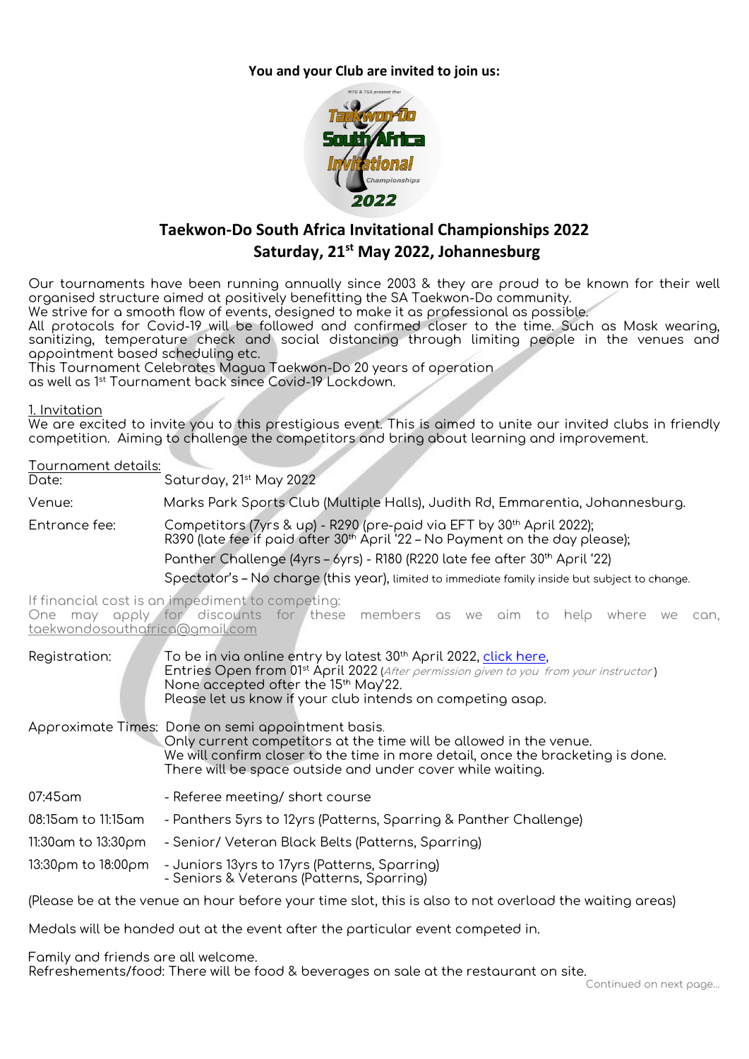**You and your Club are invited to join us:**

# Taekwon-Do South Africa Invitational Championships 2022

## Saturday, 21st May 2022, Johannesburg

Our tournaments have been running annually since 2003 & they are proud to be known for their well organised structure aimed at positively benefitting the SA Taekwon-Do community.
We strive for a smooth flow of events, designed to make it as professional as possible.
All protocols for Covid-19 will be followed and confirmed closer to the time. Such as Mask wearing, sanitizing, temperature check and social distancing through limiting people in the venues and appointment based scheduling etc.
This Tournament Celebrates Magua Taekwon-Do 20 years of operation
as well as 1st Tournament back since Covid-19 Lockdown.

### 1. Invitation

We are excited to invite you to this prestigious event. This is aimed to unite our invited clubs in friendly competition. Aiming to challenge the competitors and bring about learning and improvement.

**Tournament details:**

Date: Saturday, 21st May 2022

Venue: Marks Park Sports Club (Multiple Halls), Judith Rd, Emmarentia, Johannesburg.

Entrance fee: Competitors (7yrs & up) - R290 (pre-paid via EFT by 30th April 2022);
R390 (late fee if paid after 30th April '22 – No Payment on the day please);
Panther Challenge (4yrs – 6yrs) - R180 (R220 late fee after 30th April '22)
Spectator's – No charge (this year), limited to immediate family inside but subject to change.

If financial cost is an impediment to competing:
One may apply for discounts for these members as we aim to help where we can, taekwondosouthafrica@gmail.com

Registration: To be in via online entry by latest 30th April 2022, click here,
Entries Open from 01st April 2022 (*After permission given to you from your instructor*)
None accepted after the 15th May'22.
Please let us know if your club intends on competing asap.

Approximate Times: Done on semi appointment basis.
Only current competitors at the time will be allowed in the venue.
We will confirm closer to the time in more detail, once the bracketing is done.
There will be space outside and under cover while waiting.

| Time | Event |
|---|---|
| 07:45am | - Referee meeting/ short course |
| 08:15am to 11:15am | - Panthers 5yrs to 12yrs (Patterns, Sparring & Panther Challenge) |
| 11:30am to 13:30pm | - Senior/ Veteran Black Belts (Patterns, Sparring) |
| 13:30pm to 18:00pm | - Juniors 13yrs to 17yrs (Patterns, Sparring)<br>- Seniors & Veterans (Patterns, Sparring) |

(Please be at the venue an hour before your time slot, this is also to not overload the waiting areas)

Medals will be handed out at the event after the particular event competed in.

Family and friends are all welcome.
Refreshements/food: There will be food & beverages on sale at the restaurant on site.

Continued on next page...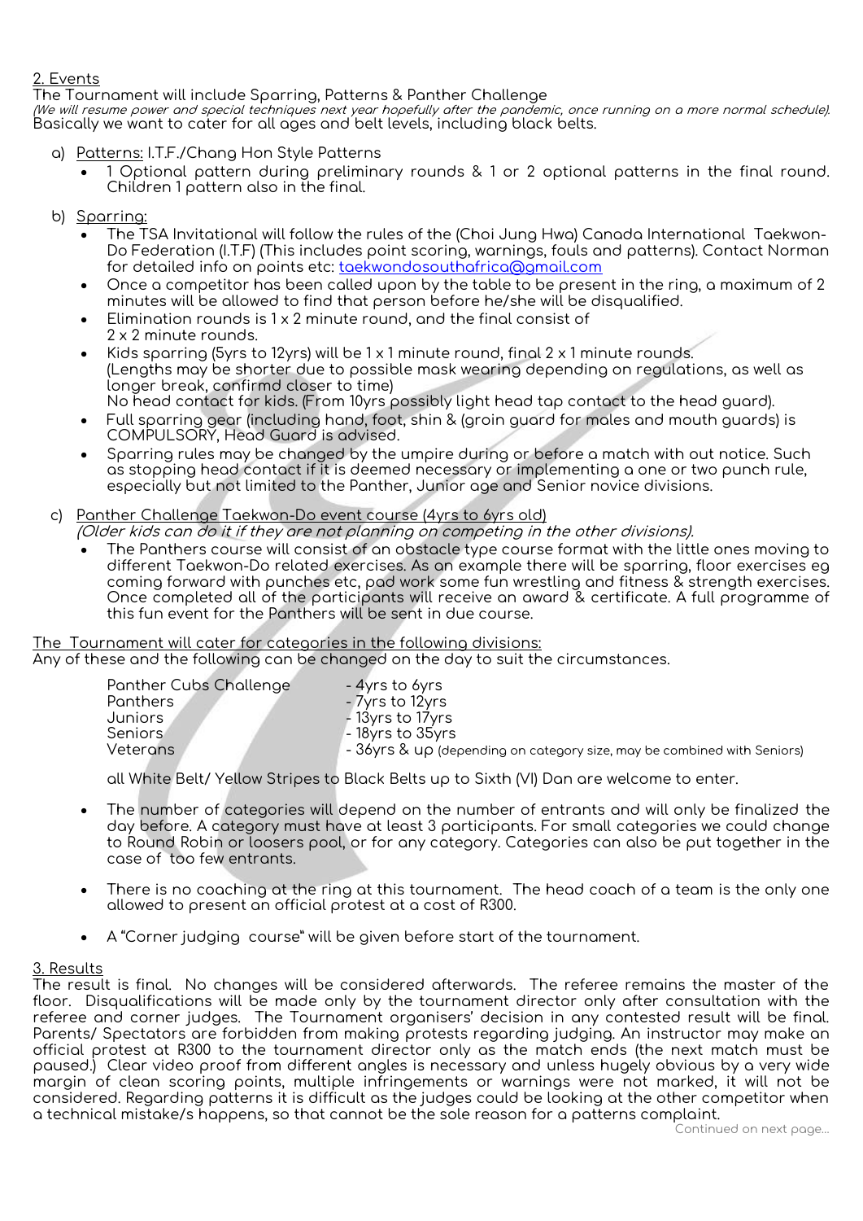## 2. Events

The Tournament will include Sparring, Patterns & Panther Challenge

*(We will resume power and special techniques next year hopefully after the pandemic, once running on a more normal schedule).*

Basically we want to cater for all ages and belt levels, including black belts.

a) Patterns: I.T.F./Chang Hon Style Patterns

- 1 Optional pattern during preliminary rounds & 1 or 2 optional patterns in the final round. Children 1 pattern also in the final.

b) Sparring:

- The TSA Invitational will follow the rules of the (Choi Jung Hwa) Canada International Taekwon-Do Federation (I.T.F) (This includes point scoring, warnings, fouls and patterns). Contact Norman for detailed info on points etc: taekwondosouthafrica@gmail.com
- Once a competitor has been called upon by the table to be present in the ring, a maximum of 2 minutes will be allowed to find that person before he/she will be disqualified.
- Elimination rounds is 1 x 2 minute round, and the final consist of 2 x 2 minute rounds.
- Kids sparring (5yrs to 12yrs) will be 1 x 1 minute round, final 2 x 1 minute rounds. (Lengths may be shorter due to possible mask wearing depending on regulations, as well as longer break, confirmd closer to time)
  No head contact for kids. (From 10yrs possibly light head tap contact to the head guard).
- Full sparring gear (including hand, foot, shin & (groin guard for males and mouth guards) is COMPULSORY, Head Guard is advised.
- Sparring rules may be changed by the umpire during or before a match with out notice. Such as stopping head contact if it is deemed necessary or implementing a one or two punch rule, especially but not limited to the Panther, Junior age and Senior novice divisions.

c) Panther Challenge Taekwon-Do event course (4yrs to 6yrs old)

*(Older kids can do it if they are not planning on competing in the other divisions).*

- The Panthers course will consist of an obstacle type course format with the little ones moving to different Taekwon-Do related exercises. As an example there will be sparring, floor exercises eg coming forward with punches etc, pad work some fun wrestling and fitness & strength exercises. Once completed all of the participants will receive an award & certificate. A full programme of this fun event for the Panthers will be sent in due course.

The Tournament will cater for categories in the following divisions:

Any of these and the following can be changed on the day to suit the circumstances.

| | |
|---|---|
| Panther Cubs Challenge | - 4yrs to 6yrs |
| Panthers | - 7yrs to 12yrs |
| Juniors | - 13yrs to 17yrs |
| Seniors | - 18yrs to 35yrs |
| Veterans | - 36yrs & up (depending on category size, may be combined with Seniors) |

all White Belt/ Yellow Stripes to Black Belts up to Sixth (VI) Dan are welcome to enter.

- The number of categories will depend on the number of entrants and will only be finalized the day before. A category must have at least 3 participants. For small categories we could change to Round Robin or loosers pool, or for any category. Categories can also be put together in the case of too few entrants.

- There is no coaching at the ring at this tournament. The head coach of a team is the only one allowed to present an official protest at a cost of R300.

- A "Corner judging course" will be given before start of the tournament.

## 3. Results

The result is final. No changes will be considered afterwards. The referee remains the master of the floor. Disqualifications will be made only by the tournament director only after consultation with the referee and corner judges. The Tournament organisers' decision in any contested result will be final. Parents/ Spectators are forbidden from making protests regarding judging. An instructor may make an official protest at R300 to the tournament director only as the match ends (the next match must be paused.) Clear video proof from different angles is necessary and unless hugely obvious by a very wide margin of clean scoring points, multiple infringements or warnings were not marked, it will not be considered. Regarding patterns it is difficult as the judges could be looking at the other competitor when a technical mistake/s happens, so that cannot be the sole reason for a patterns complaint.

Continued on next page...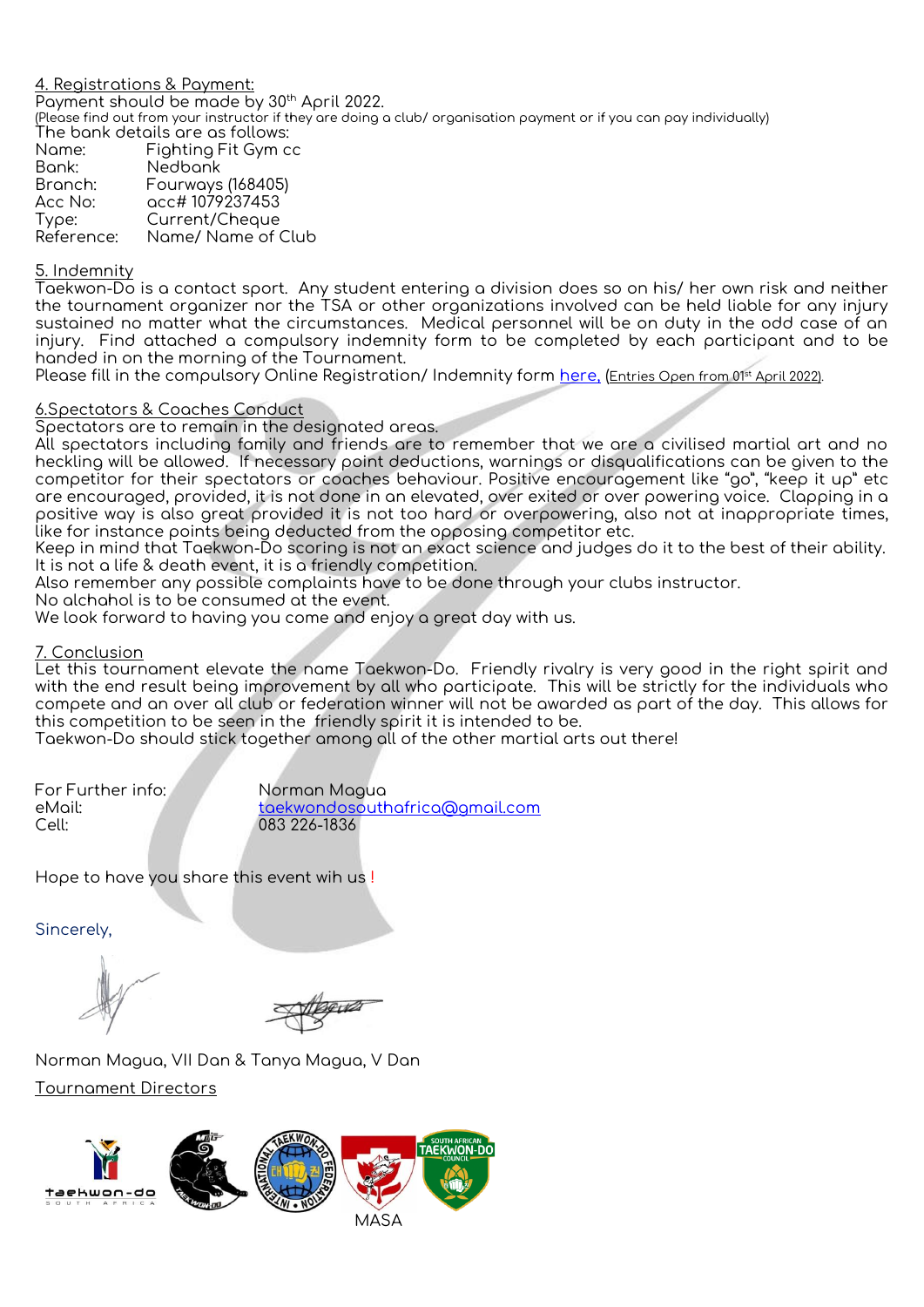4. Registrations & Payment:

Payment should be made by 30th April 2022.

(Please find out from your instructor if they are doing a club/ organisation payment or if you can pay individually)

The bank details are as follows:

| | |
|---|---|
| Name: | Fighting Fit Gym cc |
| Bank: | Nedbank |
| Branch: | Fourways (168405) |
| Acc No: | acc# 1079237453 |
| Type: | Current/Cheque |
| Reference: | Name/ Name of Club |

5. Indemnity

Taekwon-Do is a contact sport. Any student entering a division does so on his/ her own risk and neither the tournament organizer nor the TSA or other organizations involved can be held liable for any injury sustained no matter what the circumstances. Medical personnel will be on duty in the odd case of an injury. Find attached a compulsory indemnity form to be completed by each participant and to be handed in on the morning of the Tournament.

Please fill in the compulsory Online Registration/ Indemnity form here, (Entries Open from 01st April 2022).

6.Spectators & Coaches Conduct

Spectators are to remain in the designated areas.

All spectators including family and friends are to remember that we are a civilised martial art and no heckling will be allowed. If necessary point deductions, warnings or disqualifications can be given to the competitor for their spectators or coaches behaviour. Positive encouragement like "go", "keep it up" etc are encouraged, provided, it is not done in an elevated, over exited or over powering voice. Clapping in a positive way is also great provided it is not too hard or overpowering, also not at inappropriate times, like for instance points being deducted from the opposing competitor etc.

Keep in mind that Taekwon-Do scoring is not an exact science and judges do it to the best of their ability. It is not a life & death event, it is a friendly competition.

Also remember any possible complaints have to be done through your clubs instructor.

No alchahol is to be consumed at the event.

We look forward to having you come and enjoy a great day with us.

7. Conclusion

Let this tournament elevate the name Taekwon-Do. Friendly rivalry is very good in the right spirit and with the end result being improvement by all who participate. This will be strictly for the individuals who compete and an over all club or federation winner will not be awarded as part of the day. This allows for this competition to be seen in the friendly spirit it is intended to be.

Taekwon-Do should stick together among all of the other martial arts out there!

| | |
|---|---|
| For Further info: | Norman Magua |
| eMail: | taekwondosouthafrica@gmail.com |
| Cell: | 083 226-1836 |

Hope to have you share this event wih us !

Sincerely,

Norman Magua, VII Dan & Tanya Magua, V Dan

Tournament Directors

MASA